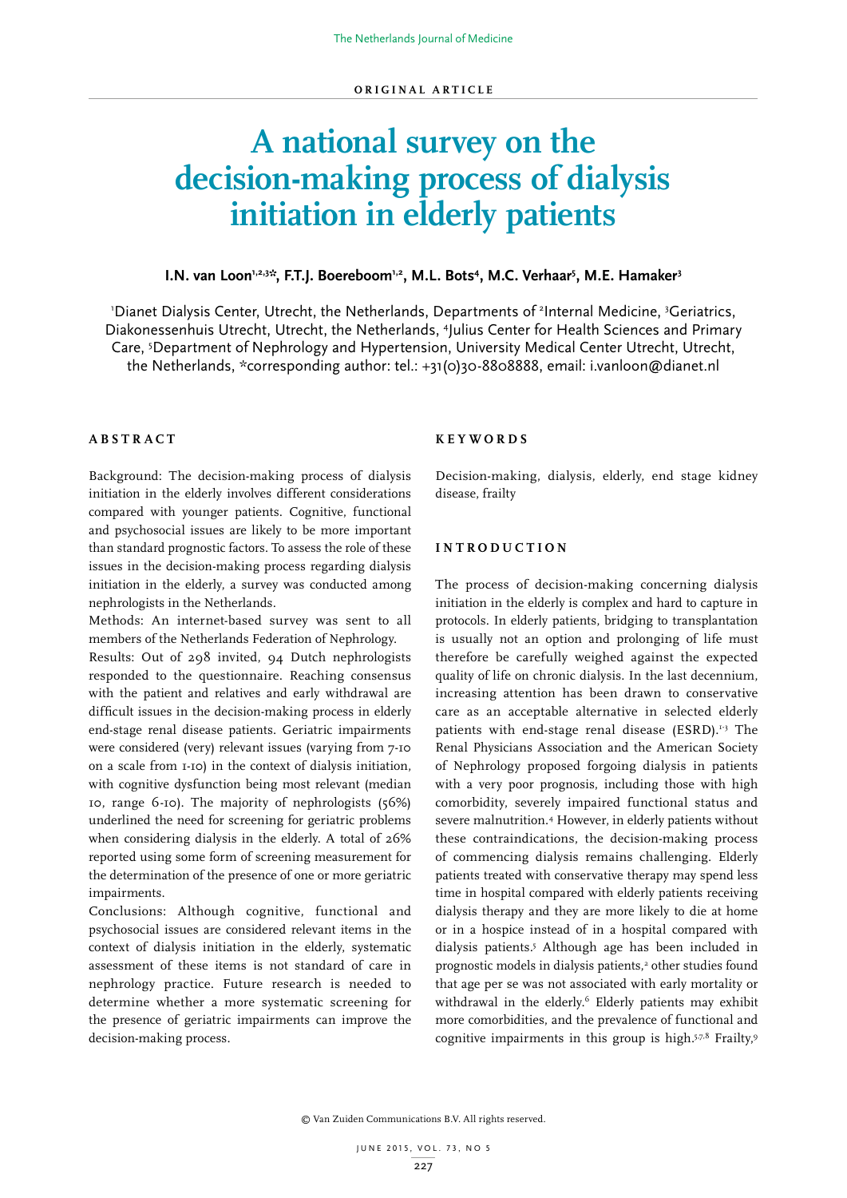ORIGINAL ARTICLE

# A national survey on the decision-making process of dialysis initiation in elderly patients

**I.N. van Loon[1,2,3]*, F.T.J. Boereboom[1,2], M.L. Bots[4], M.C. Verhaar[5], M.E. Hamaker[3]**

[1]Dianet Dialysis Center, Utrecht, the Netherlands, Departments of [2]Internal Medicine, [3]Geriatrics, Diakonessenhuis Utrecht, Utrecht, the Netherlands, [4]Julius Center for Health Sciences and Primary Care, [5]Department of Nephrology and Hypertension, University Medical Center Utrecht, Utrecht, the Netherlands, *corresponding author: tel.: +31(0)30-8808888, email: i.vanloon@dianet.nl

## ABSTRACT

Background: The decision-making process of dialysis initiation in the elderly involves different considerations compared with younger patients. Cognitive, functional and psychosocial issues are likely to be more important than standard prognostic factors. To assess the role of these issues in the decision-making process regarding dialysis initiation in the elderly, a survey was conducted among nephrologists in the Netherlands.

Methods: An internet-based survey was sent to all members of the Netherlands Federation of Nephrology.

Results: Out of 298 invited, 94 Dutch nephrologists responded to the questionnaire. Reaching consensus with the patient and relatives and early withdrawal are difficult issues in the decision-making process in elderly end-stage renal disease patients. Geriatric impairments were considered (very) relevant issues (varying from 7-10 on a scale from 1-10) in the context of dialysis initiation, with cognitive dysfunction being most relevant (median 10, range 6-10). The majority of nephrologists (56%) underlined the need for screening for geriatric problems when considering dialysis in the elderly. A total of 26% reported using some form of screening measurement for the determination of the presence of one or more geriatric impairments.

Conclusions: Although cognitive, functional and psychosocial issues are considered relevant items in the context of dialysis initiation in the elderly, systematic assessment of these items is not standard of care in nephrology practice. Future research is needed to determine whether a more systematic screening for the presence of geriatric impairments can improve the decision-making process.

## KEYWORDS

Decision-making, dialysis, elderly, end stage kidney disease, frailty

## INTRODUCTION

The process of decision-making concerning dialysis initiation in the elderly is complex and hard to capture in protocols. In elderly patients, bridging to transplantation is usually not an option and prolonging of life must therefore be carefully weighed against the expected quality of life on chronic dialysis. In the last decennium, increasing attention has been drawn to conservative care as an acceptable alternative in selected elderly patients with end-stage renal disease (ESRD).[1-3] The Renal Physicians Association and the American Society of Nephrology proposed forgoing dialysis in patients with a very poor prognosis, including those with high comorbidity, severely impaired functional status and severe malnutrition.[4] However, in elderly patients without these contraindications, the decision-making process of commencing dialysis remains challenging. Elderly patients treated with conservative therapy may spend less time in hospital compared with elderly patients receiving dialysis therapy and they are more likely to die at home or in a hospice instead of in a hospital compared with dialysis patients.[5] Although age has been included in prognostic models in dialysis patients,[2] other studies found that age per se was not associated with early mortality or withdrawal in the elderly.[6] Elderly patients may exhibit more comorbidities, and the prevalence of functional and cognitive impairments in this group is high.[5,7,8] Frailty,[9]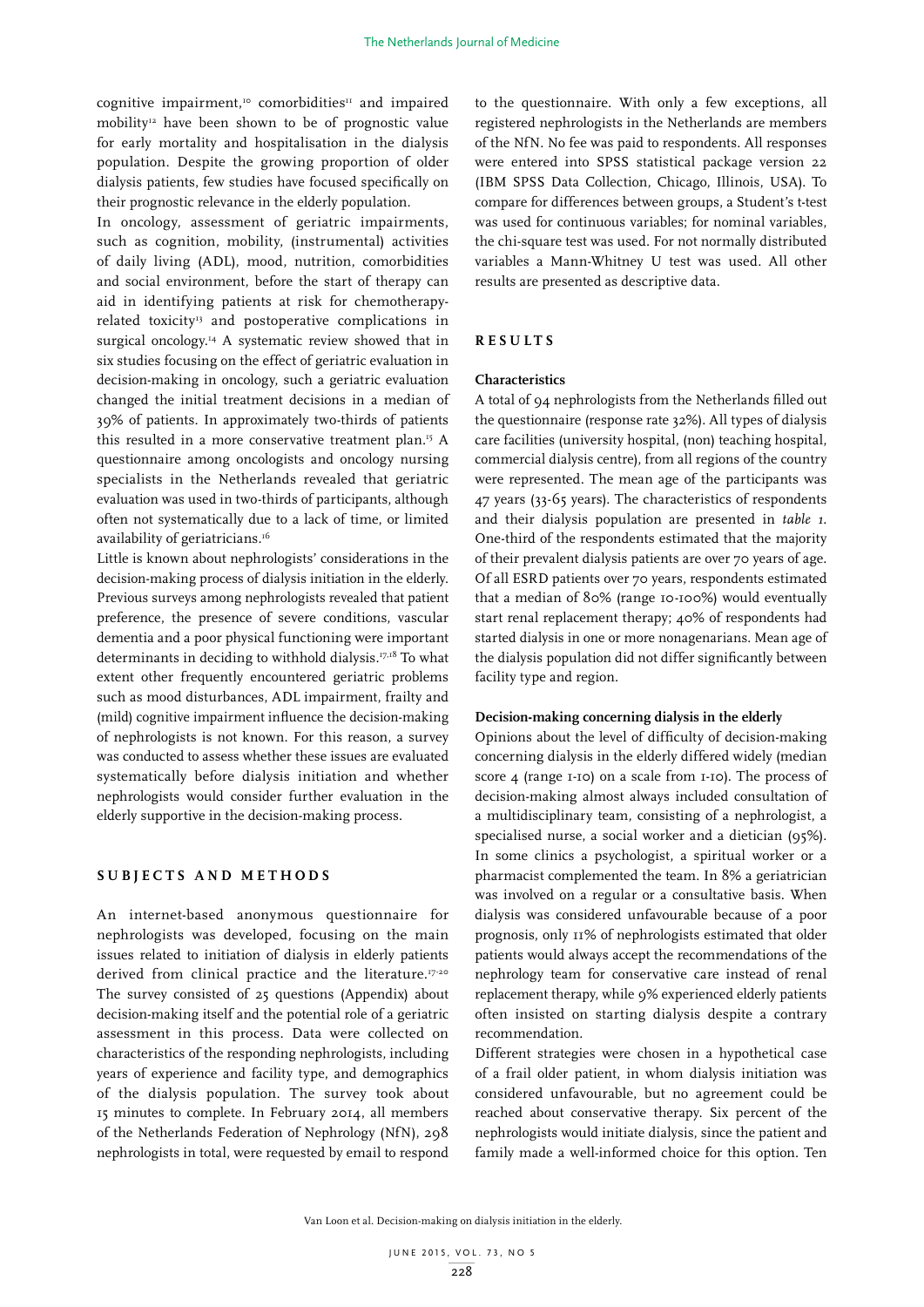cognitive impairment,[10] comorbidities[11] and impaired mobility[12] have been shown to be of prognostic value for early mortality and hospitalisation in the dialysis population. Despite the growing proportion of older dialysis patients, few studies have focused specifically on their prognostic relevance in the elderly population.

In oncology, assessment of geriatric impairments, such as cognition, mobility, (instrumental) activities of daily living (ADL), mood, nutrition, comorbidities and social environment, before the start of therapy can aid in identifying patients at risk for chemotherapy-related toxicity[13] and postoperative complications in surgical oncology.[14] A systematic review showed that in six studies focusing on the effect of geriatric evaluation in decision-making in oncology, such a geriatric evaluation changed the initial treatment decisions in a median of 39% of patients. In approximately two-thirds of patients this resulted in a more conservative treatment plan.[15] A questionnaire among oncologists and oncology nursing specialists in the Netherlands revealed that geriatric evaluation was used in two-thirds of participants, although often not systematically due to a lack of time, or limited availability of geriatricians.[16]

Little is known about nephrologists' considerations in the decision-making process of dialysis initiation in the elderly. Previous surveys among nephrologists revealed that patient preference, the presence of severe conditions, vascular dementia and a poor physical functioning were important determinants in deciding to withhold dialysis.[17,18] To what extent other frequently encountered geriatric problems such as mood disturbances, ADL impairment, frailty and (mild) cognitive impairment influence the decision-making of nephrologists is not known. For this reason, a survey was conducted to assess whether these issues are evaluated systematically before dialysis initiation and whether nephrologists would consider further evaluation in the elderly supportive in the decision-making process.

## SUBJECTS AND METHODS

An internet-based anonymous questionnaire for nephrologists was developed, focusing on the main issues related to initiation of dialysis in elderly patients derived from clinical practice and the literature.[17-20] The survey consisted of 25 questions (Appendix) about decision-making itself and the potential role of a geriatric assessment in this process. Data were collected on characteristics of the responding nephrologists, including years of experience and facility type, and demographics of the dialysis population. The survey took about 15 minutes to complete. In February 2014, all members of the Netherlands Federation of Nephrology (NfN), 298 nephrologists in total, were requested by email to respond to the questionnaire. With only a few exceptions, all registered nephrologists in the Netherlands are members of the NfN. No fee was paid to respondents. All responses were entered into SPSS statistical package version 22 (IBM SPSS Data Collection, Chicago, Illinois, USA). To compare for differences between groups, a Student's t-test was used for continuous variables; for nominal variables, the chi-square test was used. For not normally distributed variables a Mann-Whitney U test was used. All other results are presented as descriptive data.

## RESULTS

### Characteristics

A total of 94 nephrologists from the Netherlands filled out the questionnaire (response rate 32%). All types of dialysis care facilities (university hospital, (non) teaching hospital, commercial dialysis centre), from all regions of the country were represented. The mean age of the participants was 47 years (33-65 years). The characteristics of respondents and their dialysis population are presented in *table 1*. One-third of the respondents estimated that the majority of their prevalent dialysis patients are over 70 years of age. Of all ESRD patients over 70 years, respondents estimated that a median of 80% (range 10-100%) would eventually start renal replacement therapy; 40% of respondents had started dialysis in one or more nonagenarians. Mean age of the dialysis population did not differ significantly between facility type and region.

### Decision-making concerning dialysis in the elderly

Opinions about the level of difficulty of decision-making concerning dialysis in the elderly differed widely (median score 4 (range 1-10) on a scale from 1-10). The process of decision-making almost always included consultation of a multidisciplinary team, consisting of a nephrologist, a specialised nurse, a social worker and a dietician (95%). In some clinics a psychologist, a spiritual worker or a pharmacist complemented the team. In 8% a geriatrician was involved on a regular or a consultative basis. When dialysis was considered unfavourable because of a poor prognosis, only 11% of nephrologists estimated that older patients would always accept the recommendations of the nephrology team for conservative care instead of renal replacement therapy, while 9% experienced elderly patients often insisted on starting dialysis despite a contrary recommendation.

Different strategies were chosen in a hypothetical case of a frail older patient, in whom dialysis initiation was considered unfavourable, but no agreement could be reached about conservative therapy. Six percent of the nephrologists would initiate dialysis, since the patient and family made a well-informed choice for this option. Ten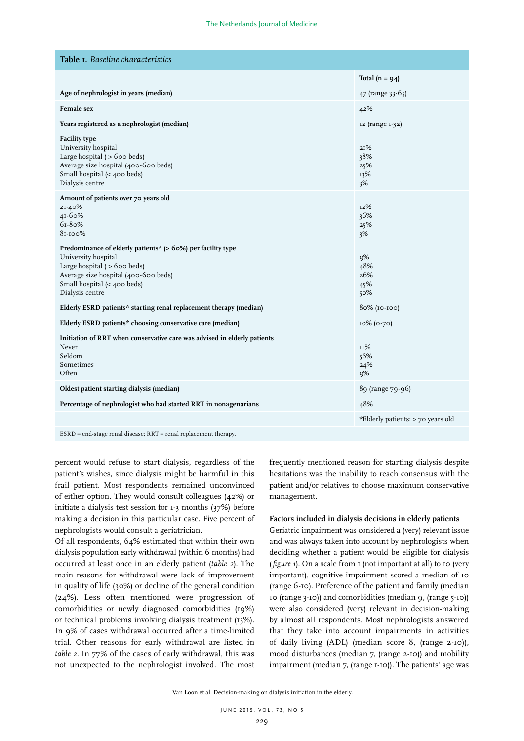**Table 1.** *Baseline characteristics*

| | Total (n = 94) |
|---|---|
| **Age of nephrologist in years (median)** | 47 (range 33-65) |
| **Female sex** | 42% |
| **Years registered as a nephrologist (median)** | 12 (range 1-32) |
| **Facility type** | |
| University hospital | 21% |
| Large hospital ( > 600 beds) | 38% |
| Average size hospital (400-600 beds) | 25% |
| Small hospital (< 400 beds) | 13% |
| Dialysis centre | 3% |
| **Amount of patients over 70 years old** | |
| 21-40% | 12% |
| 41-60% | 36% |
| 61-80% | 25% |
| 81-100% | 3% |
| **Predominance of elderly patients* (> 60%) per facility type** | |
| University hospital | 9% |
| Large hospital ( > 600 beds) | 48% |
| Average size hospital (400-600 beds) | 26% |
| Small hospital (< 400 beds) | 45% |
| Dialysis centre | 50% |
| **Elderly ESRD patients* starting renal replacement therapy (median)** | 80% (10-100) |
| **Elderly ESRD patients* choosing conservative care (median)** | 10% (0-70) |
| **Initiation of RRT when conservative care was advised in elderly patients** | |
| Never | 11% |
| Seldom | 56% |
| Sometimes | 24% |
| Often | 9% |
| **Oldest patient starting dialysis (median)** | 89 (range 79-96) |
| **Percentage of nephrologist who had started RRT in nonagenarians** | 48% |
| | *Elderly patients: > 70 years old |

ESRD = end-stage renal disease; RRT = renal replacement therapy.

percent would refuse to start dialysis, regardless of the patient's wishes, since dialysis might be harmful in this frail patient. Most respondents remained unconvinced of either option. They would consult colleagues (42%) or initiate a dialysis test session for 1-3 months (37%) before making a decision in this particular case. Five percent of nephrologists would consult a geriatrician.

Of all respondents, 64% estimated that within their own dialysis population early withdrawal (within 6 months) had occurred at least once in an elderly patient (*table 2*). The main reasons for withdrawal were lack of improvement in quality of life (30%) or decline of the general condition (24%). Less often mentioned were progression of comorbidities or newly diagnosed comorbidities (19%) or technical problems involving dialysis treatment (13%). In 9% of cases withdrawal occurred after a time-limited trial. Other reasons for early withdrawal are listed in *table 2*. In 77% of the cases of early withdrawal, this was not unexpected to the nephrologist involved. The most frequently mentioned reason for starting dialysis despite hesitations was the inability to reach consensus with the patient and/or relatives to choose maximum conservative management.

**Factors included in dialysis decisions in elderly patients**

Geriatric impairment was considered a (very) relevant issue and was always taken into account by nephrologists when deciding whether a patient would be eligible for dialysis (*figure 1*). On a scale from 1 (not important at all) to 10 (very important), cognitive impairment scored a median of 10 (range 6-10). Preference of the patient and family (median 10 (range 3-10)) and comorbidities (median 9, (range 5-10)) were also considered (very) relevant in decision-making by almost all respondents. Most nephrologists answered that they take into account impairments in activities of daily living (ADL) (median score 8, (range 2-10)), mood disturbances (median 7, (range 2-10)) and mobility impairment (median 7, (range 1-10)). The patients' age was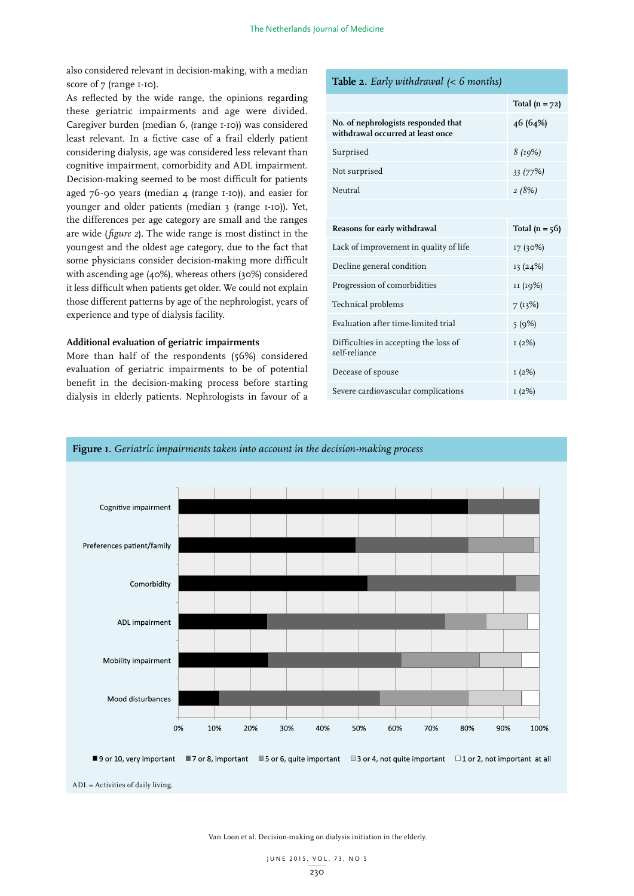also considered relevant in decision-making, with a median score of 7 (range 1-10).

As reflected by the wide range, the opinions regarding these geriatric impairments and age were divided. Caregiver burden (median 6, (range 1-10)) was considered least relevant. In a fictive case of a frail elderly patient considering dialysis, age was considered less relevant than cognitive impairment, comorbidity and ADL impairment. Decision-making seemed to be most difficult for patients aged 76-90 years (median 4 (range 1-10)), and easier for younger and older patients (median 3 (range 1-10)). Yet, the differences per age category are small and the ranges are wide (*figure 2*). The wide range is most distinct in the youngest and the oldest age category, due to the fact that some physicians consider decision-making more difficult with ascending age (40%), whereas others (30%) considered it less difficult when patients get older. We could not explain those different patterns by age of the nephrologist, years of experience and type of dialysis facility.

### Additional evaluation of geriatric impairments

More than half of the respondents (56%) considered evaluation of geriatric impairments to be of potential benefit in the decision-making process before starting dialysis in elderly patients. Nephrologists in favour of a

**Table 2.** *Early withdrawal (< 6 months)*

| | Total (n = 72) |
|---|---|
| **No. of nephrologists responded that withdrawal occurred at least once** | **46 (64%)** |
| Surprised | *8 (19%)* |
| Not surprised | *33 (77%)* |
| Neutral | *2 (8%)* |
| | |
| **Reasons for early withdrawal** | **Total (n = 56)** |
| Lack of improvement in quality of life | 17 (30%) |
| Decline general condition | 13 (24%) |
| Progression of comorbidities | 11 (19%) |
| Technical problems | 7 (13%) |
| Evaluation after time-limited trial | 5 (9%) |
| Difficulties in accepting the loss of self-reliance | 1 (2%) |
| Decease of spouse | 1 (2%) |
| Severe cardiovascular complications | 1 (2%) |

**Figure 1.** *Geriatric impairments taken into account in the decision-making process*

ADL = Activities of daily living.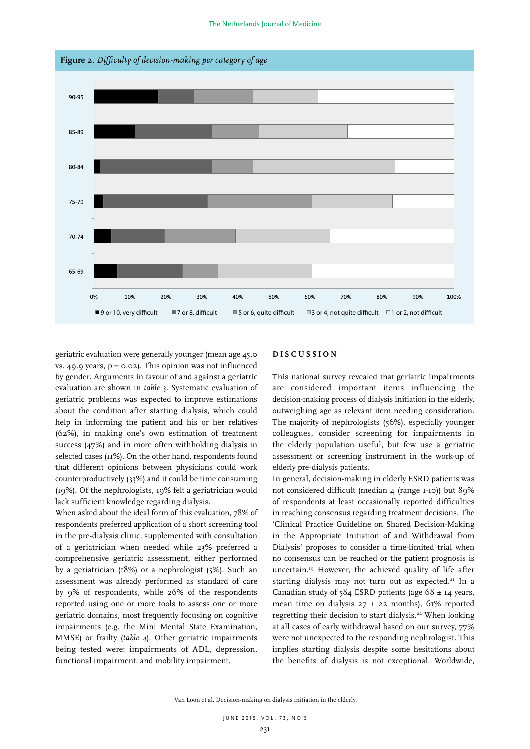**Figure 2.** *Difficulty of decision-making per category of age*

geriatric evaluation were generally younger (mean age 45.0 vs. 49.9 years, p = 0.02). This opinion was not influenced by gender. Arguments in favour of and against a geriatric evaluation are shown in *table 3*. Systematic evaluation of geriatric problems was expected to improve estimations about the condition after starting dialysis, which could help in informing the patient and his or her relatives (62%), in making one's own estimation of treatment success (47%) and in more often withholding dialysis in selected cases (11%). On the other hand, respondents found that different opinions between physicians could work counterproductively (33%) and it could be time consuming (19%). Of the nephrologists, 19% felt a geriatrician would lack sufficient knowledge regarding dialysis.

When asked about the ideal form of this evaluation, 78% of respondents preferred application of a short screening tool in the pre-dialysis clinic, supplemented with consultation of a geriatrician when needed while 23% preferred a comprehensive geriatric assessment, either performed by a geriatrician (18%) or a nephrologist (5%). Such an assessment was already performed as standard of care by 9% of respondents, while 26% of the respondents reported using one or more tools to assess one or more geriatric domains, most frequently focusing on cognitive impairments (e.g. the Mini Mental State Examination, MMSE) or frailty (*table 4*). Other geriatric impairments being tested were: impairments of ADL, depression, functional impairment, and mobility impairment.

## DISCUSSION

This national survey revealed that geriatric impairments are considered important items influencing the decision-making process of dialysis initiation in the elderly, outweighing age as relevant item needing consideration. The majority of nephrologists (56%), especially younger colleagues, consider screening for impairments in the elderly population useful, but few use a geriatric assessment or screening instrument in the work-up of elderly pre-dialysis patients.

In general, decision-making in elderly ESRD patients was not considered difficult (median 4 (range 1-10)) but 89% of respondents at least occasionally reported difficulties in reaching consensus regarding treatment decisions. The 'Clinical Practice Guideline on Shared Decision-Making in the Appropriate Initiation of and Withdrawal from Dialysis' proposes to consider a time-limited trial when no consensus can be reached or the patient prognosis is uncertain.[19] However, the achieved quality of life after starting dialysis may not turn out as expected.[21] In a Canadian study of 584 ESRD patients (age 68 ± 14 years, mean time on dialysis 27 ± 22 months), 61% reported regretting their decision to start dialysis.[22] When looking at all cases of early withdrawal based on our survey, 77% were not unexpected to the responding nephrologist. This implies starting dialysis despite some hesitations about the benefits of dialysis is not exceptional. Worldwide,

Van Loon et al. Decision-making on dialysis initiation in the elderly.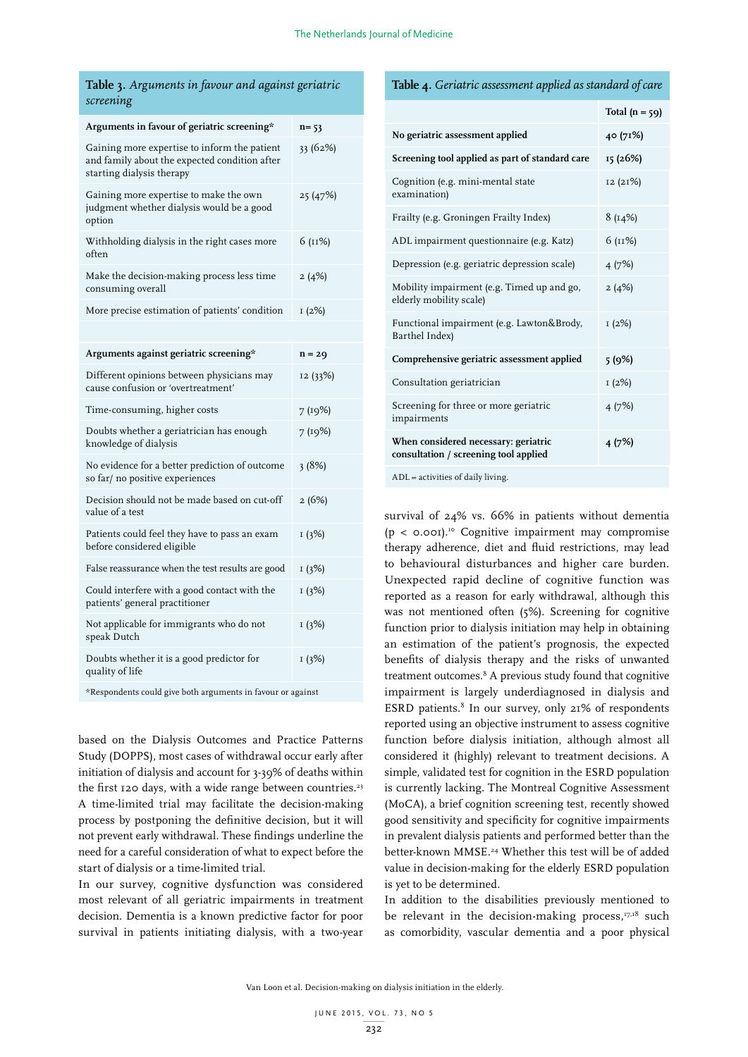**Table 3.** *Arguments in favour and against geriatric screening*

| Arguments in favour of geriatric screening* | n= 53 |
|---|---|
| Gaining more expertise to inform the patient and family about the expected condition after starting dialysis therapy | 33 (62%) |
| Gaining more expertise to make the own judgment whether dialysis would be a good option | 25 (47%) |
| Withholding dialysis in the right cases more often | 6 (11%) |
| Make the decision-making process less time consuming overall | 2 (4%) |
| More precise estimation of patients' condition | 1 (2%) |
| | |
| **Arguments against geriatric screening*** | **n = 29** |
| Different opinions between physicians may cause confusion or 'overtreatment' | 12 (33%) |
| Time-consuming, higher costs | 7 (19%) |
| Doubts whether a geriatrician has enough knowledge of dialysis | 7 (19%) |
| No evidence for a better prediction of outcome so far/ no positive experiences | 3 (8%) |
| Decision should not be made based on cut-off value of a test | 2 (6%) |
| Patients could feel they have to pass an exam before considered eligible | 1 (3%) |
| False reassurance when the test results are good | 1 (3%) |
| Could interfere with a good contact with the patients' general practitioner | 1 (3%) |
| Not applicable for immigrants who do not speak Dutch | 1 (3%) |
| Doubts whether it is a good predictor for quality of life | 1 (3%) |

*Respondents could give both arguments in favour or against

**Table 4.** *Geriatric assessment applied as standard of care*

| | Total (n = 59) |
|---|---|
| **No geriatric assessment applied** | **40 (71%)** |
| **Screening tool applied as part of standard care** | **15 (26%)** |
| Cognition (e.g. mini-mental state examination) | 12 (21%) |
| Frailty (e.g. Groningen Frailty Index) | 8 (14%) |
| ADL impairment questionnaire (e.g. Katz) | 6 (11%) |
| Depression (e.g. geriatric depression scale) | 4 (7%) |
| Mobility impairment (e.g. Timed up and go, elderly mobility scale) | 2 (4%) |
| Functional impairment (e.g. Lawton&Brody, Barthel Index) | 1 (2%) |
| **Comprehensive geriatric assessment applied** | **5 (9%)** |
| Consultation geriatrician | 1 (2%) |
| Screening for three or more geriatric impairments | 4 (7%) |
| **When considered necessary: geriatric consultation / screening tool applied** | **4 (7%)** |

ADL = activities of daily living.

based on the Dialysis Outcomes and Practice Patterns Study (DOPPS), most cases of withdrawal occur early after initiation of dialysis and account for 3-39% of deaths within the first 120 days, with a wide range between countries.[23] A time-limited trial may facilitate the decision-making process by postponing the definitive decision, but it will not prevent early withdrawal. These findings underline the need for a careful consideration of what to expect before the start of dialysis or a time-limited trial.

In our survey, cognitive dysfunction was considered most relevant of all geriatric impairments in treatment decision. Dementia is a known predictive factor for poor survival in patients initiating dialysis, with a two-year survival of 24% vs. 66% in patients without dementia ($p < 0.001$).[10] Cognitive impairment may compromise therapy adherence, diet and fluid restrictions, may lead to behavioural disturbances and higher care burden. Unexpected rapid decline of cognitive function was reported as a reason for early withdrawal, although this was not mentioned often (5%). Screening for cognitive function prior to dialysis initiation may help in obtaining an estimation of the patient's prognosis, the expected benefits of dialysis therapy and the risks of unwanted treatment outcomes.[8] A previous study found that cognitive impairment is largely underdiagnosed in dialysis and ESRD patients.[8] In our survey, only 21% of respondents reported using an objective instrument to assess cognitive function before dialysis initiation, although almost all considered it (highly) relevant to treatment decisions. A simple, validated test for cognition in the ESRD population is currently lacking. The Montreal Cognitive Assessment (MoCA), a brief cognition screening test, recently showed good sensitivity and specificity for cognitive impairments in prevalent dialysis patients and performed better than the better-known MMSE.[24] Whether this test will be of added value in decision-making for the elderly ESRD population is yet to be determined.

In addition to the disabilities previously mentioned to be relevant in the decision-making process,[17,18] such as comorbidity, vascular dementia and a poor physical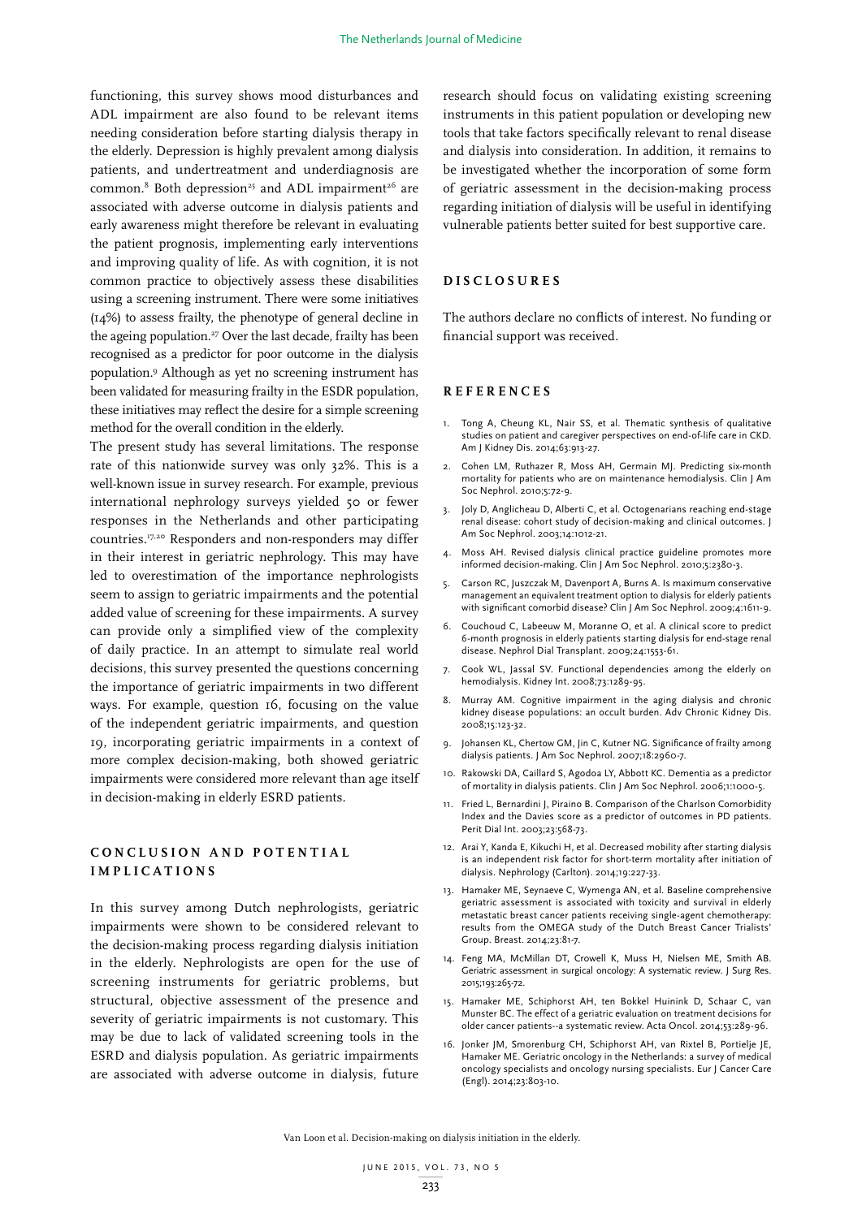functioning, this survey shows mood disturbances and ADL impairment are also found to be relevant items needing consideration before starting dialysis therapy in the elderly. Depression is highly prevalent among dialysis patients, and undertreatment and underdiagnosis are common.[8] Both depression[25] and ADL impairment[26] are associated with adverse outcome in dialysis patients and early awareness might therefore be relevant in evaluating the patient prognosis, implementing early interventions and improving quality of life. As with cognition, it is not common practice to objectively assess these disabilities using a screening instrument. There were some initiatives (14%) to assess frailty, the phenotype of general decline in the ageing population.[27] Over the last decade, frailty has been recognised as a predictor for poor outcome in the dialysis population.[9] Although as yet no screening instrument has been validated for measuring frailty in the ESDR population, these initiatives may reflect the desire for a simple screening method for the overall condition in the elderly.

The present study has several limitations. The response rate of this nationwide survey was only 32%. This is a well-known issue in survey research. For example, previous international nephrology surveys yielded 50 or fewer responses in the Netherlands and other participating countries.[17,20] Responders and non-responders may differ in their interest in geriatric nephrology. This may have led to overestimation of the importance nephrologists seem to assign to geriatric impairments and the potential added value of screening for these impairments. A survey can provide only a simplified view of the complexity of daily practice. In an attempt to simulate real world decisions, this survey presented the questions concerning the importance of geriatric impairments in two different ways. For example, question 16, focusing on the value of the independent geriatric impairments, and question 19, incorporating geriatric impairments in a context of more complex decision-making, both showed geriatric impairments were considered more relevant than age itself in decision-making in elderly ESRD patients.

## CONCLUSION AND POTENTIAL IMPLICATIONS

In this survey among Dutch nephrologists, geriatric impairments were shown to be considered relevant to the decision-making process regarding dialysis initiation in the elderly. Nephrologists are open for the use of screening instruments for geriatric problems, but structural, objective assessment of the presence and severity of geriatric impairments is not customary. This may be due to lack of validated screening tools in the ESRD and dialysis population. As geriatric impairments are associated with adverse outcome in dialysis, future research should focus on validating existing screening instruments in this patient population or developing new tools that take factors specifically relevant to renal disease and dialysis into consideration. In addition, it remains to be investigated whether the incorporation of some form of geriatric assessment in the decision-making process regarding initiation of dialysis will be useful in identifying vulnerable patients better suited for best supportive care.

## DISCLOSURES

The authors declare no conflicts of interest. No funding or financial support was received.

## REFERENCES

1. Tong A, Cheung KL, Nair SS, et al. Thematic synthesis of qualitative studies on patient and caregiver perspectives on end-of-life care in CKD. Am J Kidney Dis. 2014;63:913-27.
2. Cohen LM, Ruthazer R, Moss AH, Germain MJ. Predicting six-month mortality for patients who are on maintenance hemodialysis. Clin J Am Soc Nephrol. 2010;5:72-9.
3. Joly D, Anglicheau D, Alberti C, et al. Octogenarians reaching end-stage renal disease: cohort study of decision-making and clinical outcomes. J Am Soc Nephrol. 2003;14:1012-21.
4. Moss AH. Revised dialysis clinical practice guideline promotes more informed decision-making. Clin J Am Soc Nephrol. 2010;5:2380-3.
5. Carson RC, Juszczak M, Davenport A, Burns A. Is maximum conservative management an equivalent treatment option to dialysis for elderly patients with significant comorbid disease? Clin J Am Soc Nephrol. 2009;4:1611-9.
6. Couchoud C, Labeeuw M, Moranne O, et al. A clinical score to predict 6-month prognosis in elderly patients starting dialysis for end-stage renal disease. Nephrol Dial Transplant. 2009;24:1553-61.
7. Cook WL, Jassal SV. Functional dependencies among the elderly on hemodialysis. Kidney Int. 2008;73:1289-95.
8. Murray AM. Cognitive impairment in the aging dialysis and chronic kidney disease populations: an occult burden. Adv Chronic Kidney Dis. 2008;15:123-32.
9. Johansen KL, Chertow GM, Jin C, Kutner NG. Significance of frailty among dialysis patients. J Am Soc Nephrol. 2007;18:2960-7.
10. Rakowski DA, Caillard S, Agodoa LY, Abbott KC. Dementia as a predictor of mortality in dialysis patients. Clin J Am Soc Nephrol. 2006;1:1000-5.
11. Fried L, Bernardini J, Piraino B. Comparison of the Charlson Comorbidity Index and the Davies score as a predictor of outcomes in PD patients. Perit Dial Int. 2003;23:568-73.
12. Arai Y, Kanda E, Kikuchi H, et al. Decreased mobility after starting dialysis is an independent risk factor for short-term mortality after initiation of dialysis. Nephrology (Carlton). 2014;19:227-33.
13. Hamaker ME, Seynaeve C, Wymenga AN, et al. Baseline comprehensive geriatric assessment is associated with toxicity and survival in elderly metastatic breast cancer patients receiving single-agent chemotherapy: results from the OMEGA study of the Dutch Breast Cancer Trialists' Group. Breast. 2014;23:81-7.
14. Feng MA, McMillan DT, Crowell K, Muss H, Nielsen ME, Smith AB. Geriatric assessment in surgical oncology: A systematic review. J Surg Res. 2015;193:265-72.
15. Hamaker ME, Schiphorst AH, ten Bokkel Huinink D, Schaar C, van Munster BC. The effect of a geriatric evaluation on treatment decisions for older cancer patients--a systematic review. Acta Oncol. 2014;53:289-96.
16. Jonker JM, Smorenburg CH, Schiphorst AH, van Rixtel B, Portielje JE, Hamaker ME. Geriatric oncology in the Netherlands: a survey of medical oncology specialists and oncology nursing specialists. Eur J Cancer Care (Engl). 2014;23:803-10.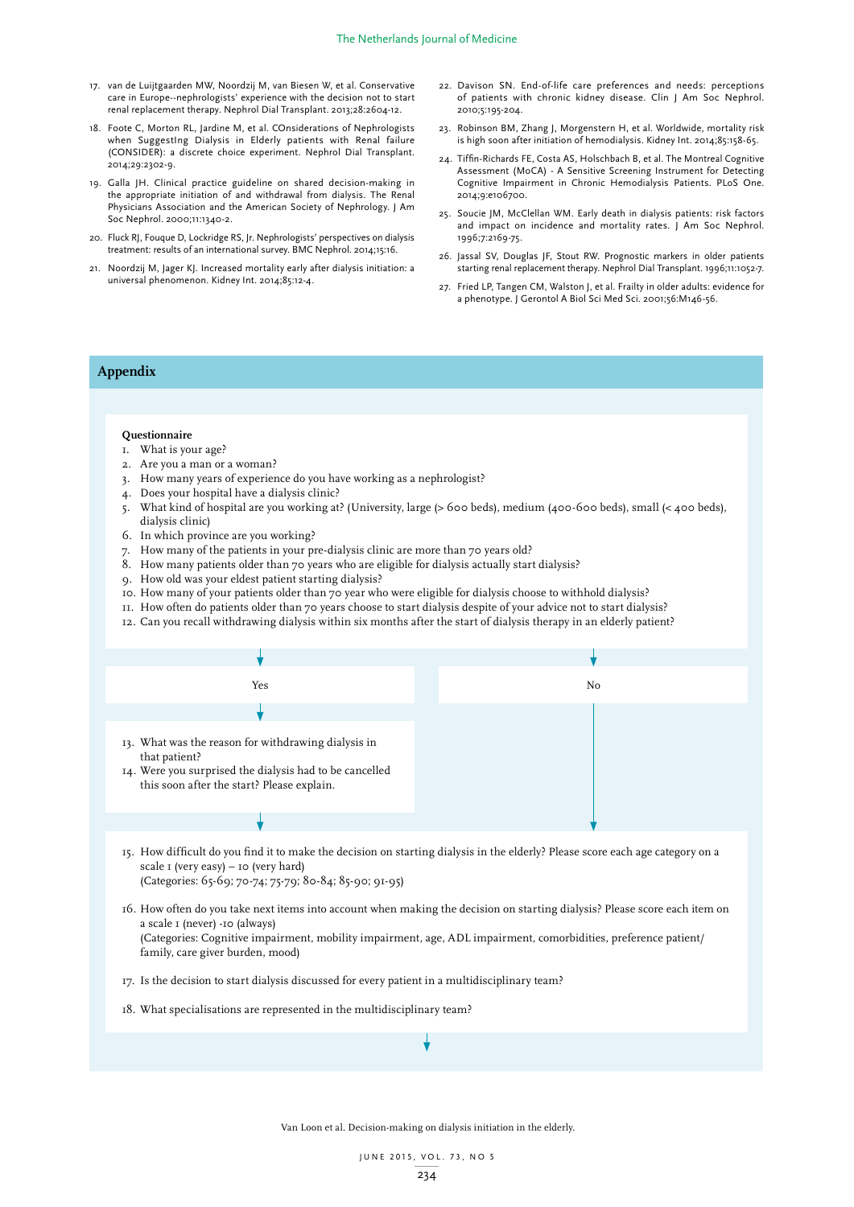17. van de Luijtgaarden MW, Noordzij M, van Biesen W, et al. Conservative care in Europe--nephrologists' experience with the decision not to start renal replacement therapy. Nephrol Dial Transplant. 2013;28:2604-12.
18. Foote C, Morton RL, Jardine M, et al. COnsiderations of Nephrologists when SuggestIng Dialysis in Elderly patients with Renal failure (CONSIDER): a discrete choice experiment. Nephrol Dial Transplant. 2014;29:2302-9.
19. Galla JH. Clinical practice guideline on shared decision-making in the appropriate initiation of and withdrawal from dialysis. The Renal Physicians Association and the American Society of Nephrology. J Am Soc Nephrol. 2000;11:1340-2.
20. Fluck RJ, Fouque D, Lockridge RS, Jr. Nephrologists' perspectives on dialysis treatment: results of an international survey. BMC Nephrol. 2014;15:16.
21. Noordzij M, Jager KJ. Increased mortality early after dialysis initiation: a universal phenomenon. Kidney Int. 2014;85:12-4.
22. Davison SN. End-of-life care preferences and needs: perceptions of patients with chronic kidney disease. Clin J Am Soc Nephrol. 2010;5:195-204.
23. Robinson BM, Zhang J, Morgenstern H, et al. Worldwide, mortality risk is high soon after initiation of hemodialysis. Kidney Int. 2014;85:158-65.
24. Tiffin-Richards FE, Costa AS, Holschbach B, et al. The Montreal Cognitive Assessment (MoCA) - A Sensitive Screening Instrument for Detecting Cognitive Impairment in Chronic Hemodialysis Patients. PLoS One. 2014;9:e106700.
25. Soucie JM, McClellan WM. Early death in dialysis patients: risk factors and impact on incidence and mortality rates. J Am Soc Nephrol. 1996;7:2169-75.
26. Jassal SV, Douglas JF, Stout RW. Prognostic markers in older patients starting renal replacement therapy. Nephrol Dial Transplant. 1996;11:1052-7.
27. Fried LP, Tangen CM, Walston J, et al. Frailty in older adults: evidence for a phenotype. J Gerontol A Biol Sci Med Sci. 2001;56:M146-56.

## Appendix

**Questionnaire**

1. What is your age?
2. Are you a man or a woman?
3. How many years of experience do you have working as a nephrologist?
4. Does your hospital have a dialysis clinic?
5. What kind of hospital are you working at? (University, large (> 600 beds), medium (400-600 beds), small (< 400 beds), dialysis clinic)
6. In which province are you working?
7. How many of the patients in your pre-dialysis clinic are more than 70 years old?
8. How many patients older than 70 years who are eligible for dialysis actually start dialysis?
9. How old was your eldest patient starting dialysis?
10. How many of your patients older than 70 year who were eligible for dialysis choose to withhold dialysis?
11. How often do patients older than 70 years choose to start dialysis despite of your advice not to start dialysis?
12. Can you recall withdrawing dialysis within six months after the start of dialysis therapy in an elderly patient?

Yes → questions 13–14; No → question 15

13. What was the reason for withdrawing dialysis in that patient?
14. Were you surprised the dialysis had to be cancelled this soon after the start? Please explain.

15. How difficult do you find it to make the decision on starting dialysis in the elderly? Please score each age category on a scale 1 (very easy) – 10 (very hard)
(Categories: 65-69; 70-74; 75-79; 80-84; 85-90; 91-95)
16. How often do you take next items into account when making the decision on starting dialysis? Please score each item on a scale 1 (never) -10 (always)
(Categories: Cognitive impairment, mobility impairment, age, ADL impairment, comorbidities, preference patient/family, care giver burden, mood)
17. Is the decision to start dialysis discussed for every patient in a multidisciplinary team?
18. What specialisations are represented in the multidisciplinary team?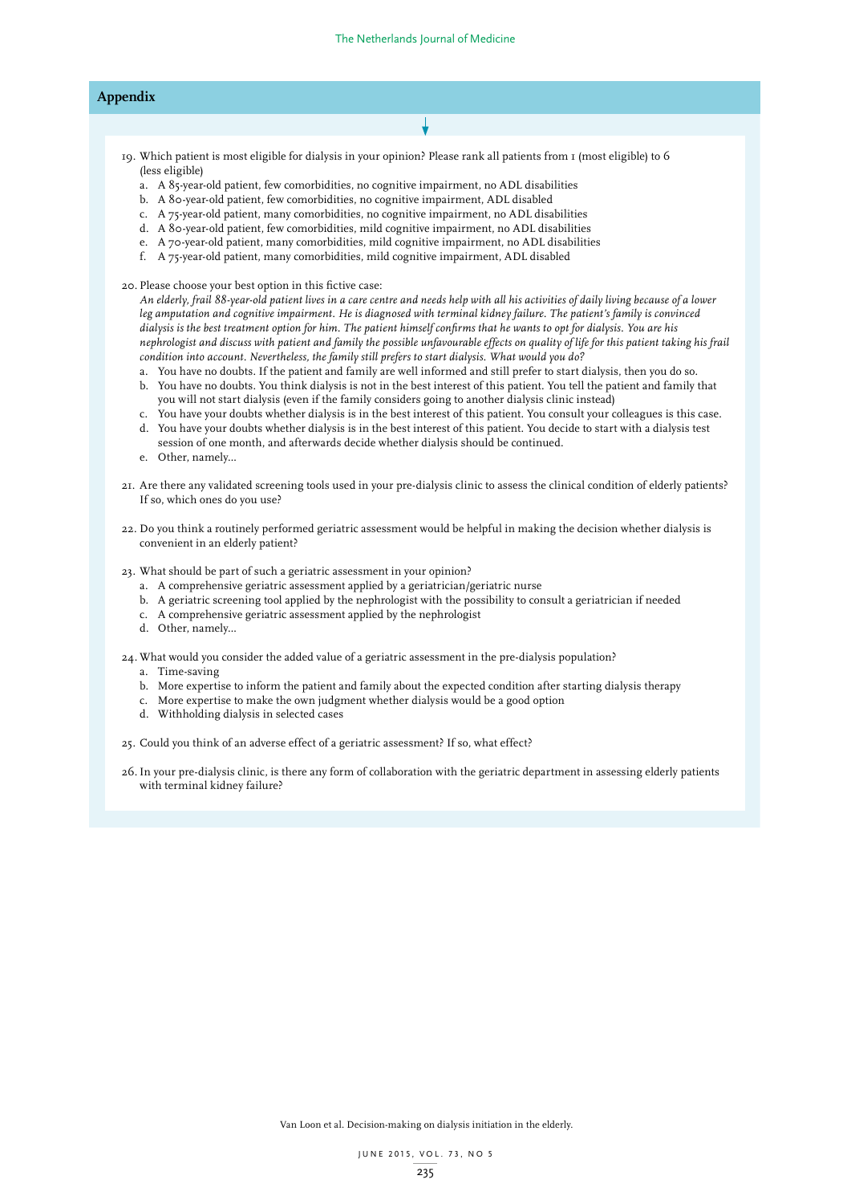## Appendix

19. Which patient is most eligible for dialysis in your opinion? Please rank all patients from 1 (most eligible) to 6 (less eligible)
    a. A 85-year-old patient, few comorbidities, no cognitive impairment, no ADL disabilities
    b. A 80-year-old patient, few comorbidities, no cognitive impairment, ADL disabled
    c. A 75-year-old patient, many comorbidities, no cognitive impairment, no ADL disabilities
    d. A 80-year-old patient, few comorbidities, mild cognitive impairment, no ADL disabilities
    e. A 70-year-old patient, many comorbidities, mild cognitive impairment, no ADL disabilities
    f. A 75-year-old patient, many comorbidities, mild cognitive impairment, ADL disabled

20. Please choose your best option in this fictive case:
    *An elderly, frail 88-year-old patient lives in a care centre and needs help with all his activities of daily living because of a lower leg amputation and cognitive impairment. He is diagnosed with terminal kidney failure. The patient's family is convinced dialysis is the best treatment option for him. The patient himself confirms that he wants to opt for dialysis. You are his nephrologist and discuss with patient and family the possible unfavourable effects on quality of life for this patient taking his frail condition into account. Nevertheless, the family still prefers to start dialysis. What would you do?*
    a. You have no doubts. If the patient and family are well informed and still prefer to start dialysis, then you do so.
    b. You have no doubts. You think dialysis is not in the best interest of this patient. You tell the patient and family that you will not start dialysis (even if the family considers going to another dialysis clinic instead)
    c. You have your doubts whether dialysis is in the best interest of this patient. You consult your colleagues is this case.
    d. You have your doubts whether dialysis is in the best interest of this patient. You decide to start with a dialysis test session of one month, and afterwards decide whether dialysis should be continued.
    e. Other, namely...

21. Are there any validated screening tools used in your pre-dialysis clinic to assess the clinical condition of elderly patients? If so, which ones do you use?

22. Do you think a routinely performed geriatric assessment would be helpful in making the decision whether dialysis is convenient in an elderly patient?

23. What should be part of such a geriatric assessment in your opinion?
    a. A comprehensive geriatric assessment applied by a geriatrician/geriatric nurse
    b. A geriatric screening tool applied by the nephrologist with the possibility to consult a geriatrician if needed
    c. A comprehensive geriatric assessment applied by the nephrologist
    d. Other, namely...

24. What would you consider the added value of a geriatric assessment in the pre-dialysis population?
    a. Time-saving
    b. More expertise to inform the patient and family about the expected condition after starting dialysis therapy
    c. More expertise to make the own judgment whether dialysis would be a good option
    d. Withholding dialysis in selected cases

25. Could you think of an adverse effect of a geriatric assessment? If so, what effect?

26. In your pre-dialysis clinic, is there any form of collaboration with the geriatric department in assessing elderly patients with terminal kidney failure?